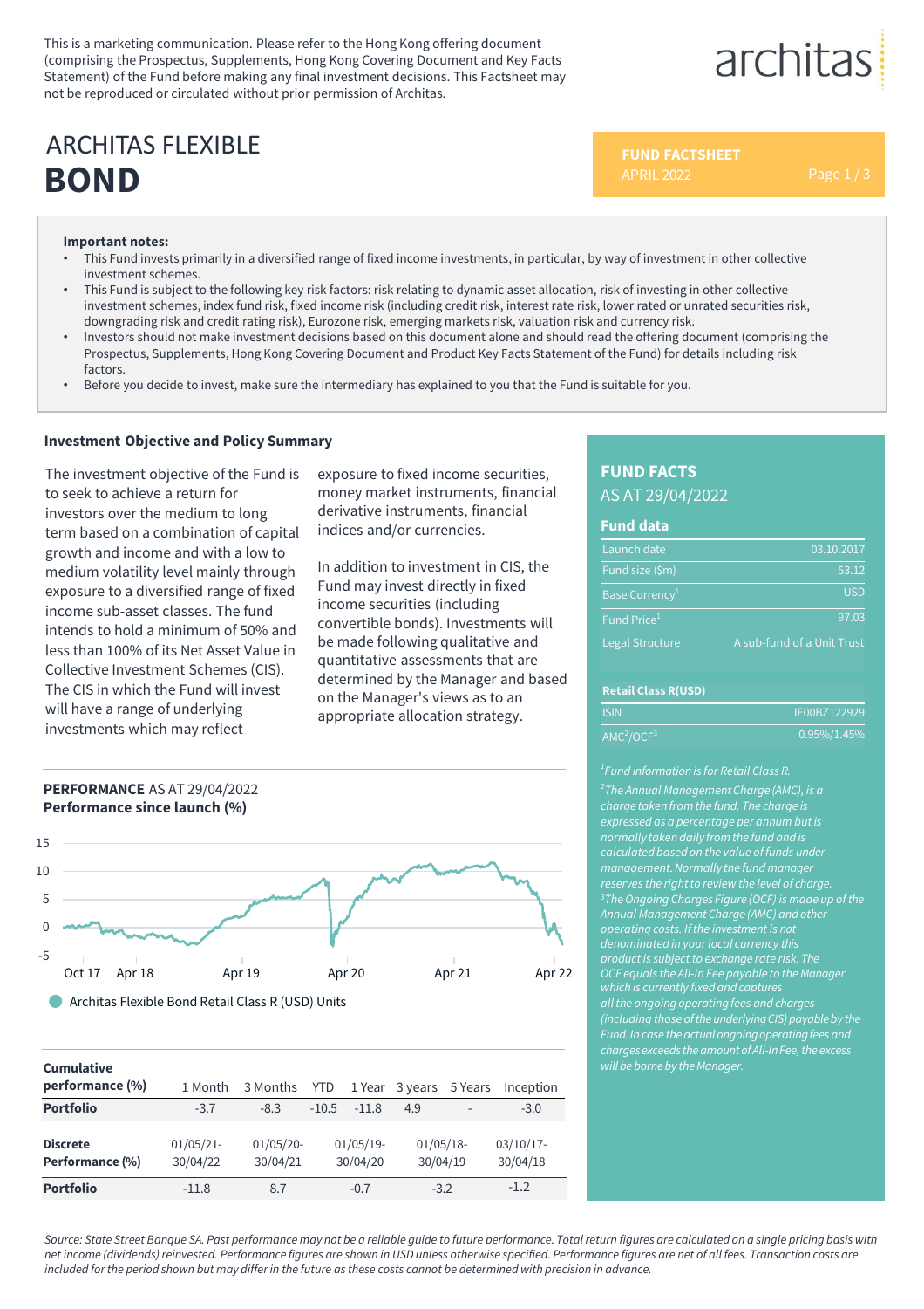This is a marketing communication. Please refer to the Hong Kong offering document (comprising the Prospectus, Supplements, Hong Kong Covering Document and Key Facts Statement) of the Fund before making any final investment decisions. This Factsheet may not be reproduced or circulated without prior permission of Architas.

architas

# ARCHITAS FLEXIBLE **BOND**

**FUND FACTSHEET**
APRIL 2022

**Important notes:**

- This Fund invests primarily in a diversified range of fixed income investments, in particular, by way of investment in other collective investment schemes.
- This Fund is subject to the following key risk factors: risk relating to dynamic asset allocation, risk of investing in other collective investment schemes, index fund risk, fixed income risk (including credit risk, interest rate risk, lower rated or unrated securities risk, downgrading risk and credit rating risk), Eurozone risk, emerging markets risk, valuation risk and currency risk.
- Investors should not make investment decisions based on this document alone and should read the offering document (comprising the Prospectus, Supplements, Hong Kong Covering Document and Product Key Facts Statement of the Fund) for details including risk factors.
- Before you decide to invest, make sure the intermediary has explained to you that the Fund is suitable for you.

## Investment Objective and Policy Summary

The investment objective of the Fund is to seek to achieve a return for investors over the medium to long term based on a combination of capital growth and income and with a low to medium volatility level mainly through exposure to a diversified range of fixed income sub-asset classes. The fund intends to hold a minimum of 50% and less than 100% of its Net Asset Value in Collective Investment Schemes (CIS). The CIS in which the Fund will invest will have a range of underlying investments which may reflect exposure to fixed income securities, money market instruments, financial derivative instruments, financial indices and/or currencies.

In addition to investment in CIS, the Fund may invest directly in fixed income securities (including convertible bonds). Investments will be made following qualitative and quantitative assessments that are determined by the Manager and based on the Manager's views as to an appropriate allocation strategy.

## PERFORMANCE AS AT 29/04/2022

**Performance since launch (%)**

● Architas Flexible Bond Retail Class R (USD) Units

| Cumulative performance (%) | 1 Month | 3 Months | YTD | 1 Year | 3 years | 5 Years | Inception |
|---|---|---|---|---|---|---|---|
| **Portfolio** | -3.7 | -8.3 | -10.5 | -11.8 | 4.9 | - | -3.0 |

| Discrete Performance (%) | 01/05/21-30/04/22 | 01/05/20-30/04/21 | 01/05/19-30/04/20 | 01/05/18-30/04/19 | 03/10/17-30/04/18 |
|---|---|---|---|---|---|
| **Portfolio** | -11.8 | 8.7 | -0.7 | -3.2 | -1.2 |

## FUND FACTS

AS AT 29/04/2022

### Fund data

| | |
|---|---|
| Launch date | 03.10.2017 |
| Fund size ($m) | 53.12 |
| Base Currency[1] | USD |
| Fund Price[1] | 97.03 |
| Legal Structure | A sub-fund of a Unit Trust |

| **Retail Class R(USD)** | |
|---|---|
| ISIN | IE00BZ122929 |
| AMC[2]/OCF[3] | 0.95%/1.45% |

*[1]Fund information is for Retail Class R.*

*[2]The Annual Management Charge (AMC), is a charge taken from the fund. The charge is expressed as a percentage per annum but is normally taken daily from the fund and is calculated based on the value of funds under management. Normally the fund manager reserves the right to review the level of charge.*

*[3]The Ongoing Charges Figure (OCF) is made up of the Annual Management Charge (AMC) and other operating costs. If the investment is not denominated in your local currency this product is subject to exchange rate risk. The OCF equals the All-In Fee payable to the Manager which is currently fixed and captures all the ongoing operating fees and charges (including those of the underlying CIS) payable by the Fund. In case the actual ongoing operating fees and charges exceeds the amount of All-In Fee, the excess will be borne by the Manager.*

*Source: State Street Banque SA. Past performance may not be a reliable guide to future performance. Total return figures are calculated on a single pricing basis with net income (dividends) reinvested. Performance figures are shown in USD unless otherwise specified. Performance figures are net of all fees. Transaction costs are included for the period shown but may differ in the future as these costs cannot be determined with precision in advance.*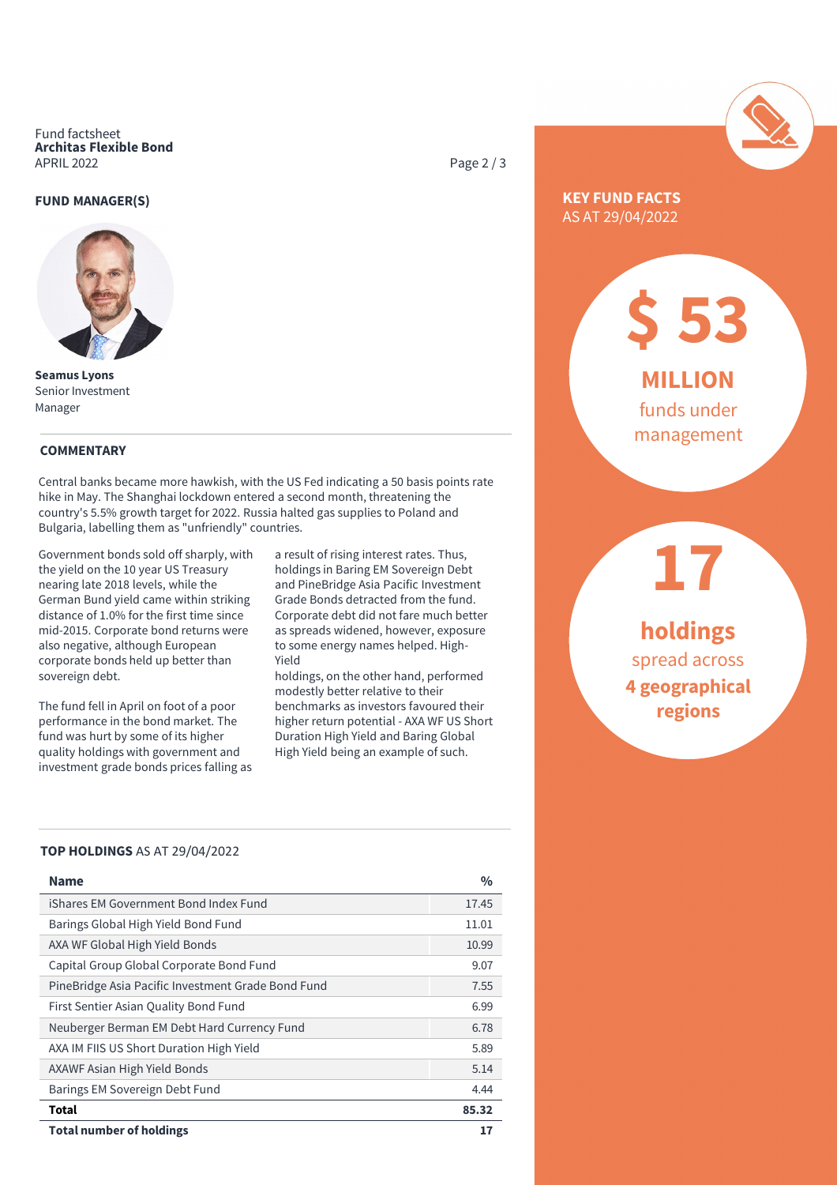Fund factsheet
**Architas Flexible Bond**
APRIL 2022

## FUND MANAGER(S)

**Seamus Lyons**
Senior Investment Manager

## COMMENTARY

Central banks became more hawkish, with the US Fed indicating a 50 basis points rate hike in May. The Shanghai lockdown entered a second month, threatening the country's 5.5% growth target for 2022. Russia halted gas supplies to Poland and Bulgaria, labelling them as "unfriendly" countries.

Government bonds sold off sharply, with the yield on the 10 year US Treasury nearing late 2018 levels, while the German Bund yield came within striking distance of 1.0% for the first time since mid-2015. Corporate bond returns were also negative, although European corporate bonds held up better than sovereign debt.

The fund fell in April on foot of a poor performance in the bond market. The fund was hurt by some of its higher quality holdings with government and investment grade bonds prices falling as a result of rising interest rates. Thus, holdings in Baring EM Sovereign Debt and PineBridge Asia Pacific Investment Grade Bonds detracted from the fund. Corporate debt did not fare much better as spreads widened, however, exposure to some energy names helped. High-Yield
holdings, on the other hand, performed modestly better relative to their benchmarks as investors favoured their higher return potential - AXA WF US Short Duration High Yield and Baring Global High Yield being an example of such.

## TOP HOLDINGS AS AT 29/04/2022

| Name | % |
|---|---|
| iShares EM Government Bond Index Fund | 17.45 |
| Barings Global High Yield Bond Fund | 11.01 |
| AXA WF Global High Yield Bonds | 10.99 |
| Capital Group Global Corporate Bond Fund | 9.07 |
| PineBridge Asia Pacific Investment Grade Bond Fund | 7.55 |
| First Sentier Asian Quality Bond Fund | 6.99 |
| Neuberger Berman EM Debt Hard Currency Fund | 6.78 |
| AXA IM FIIS US Short Duration High Yield | 5.89 |
| AXAWF Asian High Yield Bonds | 5.14 |
| Barings EM Sovereign Debt Fund | 4.44 |
| **Total** | **85.32** |
| **Total number of holdings** | **17** |

## KEY FUND FACTS

AS AT 29/04/2022

**$ 53 MILLION** funds under management

**17 holdings** spread across **4 geographical regions**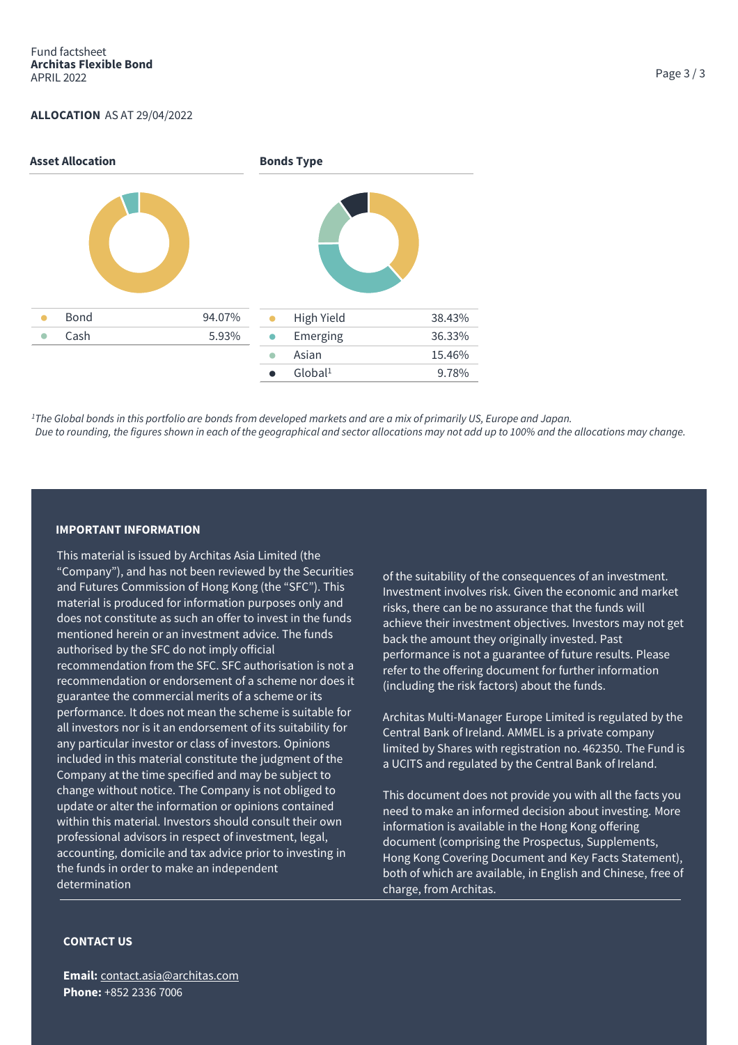Fund factsheet
**Architas Flexible Bond**
APRIL 2022

**ALLOCATION** AS AT 29/04/2022

### Asset Allocation

| | |
|---|---|
| Bond | 94.07% |
| Cash | 5.93% |

### Bonds Type

| | |
|---|---|
| High Yield | 38.43% |
| Emerging | 36.33% |
| Asian | 15.46% |
| Global[1] | 9.78% |

*[1]The Global bonds in this portfolio are bonds from developed markets and are a mix of primarily US, Europe and Japan.*
*Due to rounding, the figures shown in each of the geographical and sector allocations may not add up to 100% and the allocations may change.*

**IMPORTANT INFORMATION**

This material is issued by Architas Asia Limited (the "Company"), and has not been reviewed by the Securities and Futures Commission of Hong Kong (the "SFC"). This material is produced for information purposes only and does not constitute as such an offer to invest in the funds mentioned herein or an investment advice. The funds authorised by the SFC do not imply official recommendation from the SFC. SFC authorisation is not a recommendation or endorsement of a scheme nor does it guarantee the commercial merits of a scheme or its performance. It does not mean the scheme is suitable for all investors nor is it an endorsement of its suitability for any particular investor or class of investors. Opinions included in this material constitute the judgment of the Company at the time specified and may be subject to change without notice. The Company is not obliged to update or alter the information or opinions contained within this material. Investors should consult their own professional advisors in respect of investment, legal, accounting, domicile and tax advice prior to investing in the funds in order to make an independent determination of the suitability of the consequences of an investment. Investment involves risk. Given the economic and market risks, there can be no assurance that the funds will achieve their investment objectives. Investors may not get back the amount they originally invested. Past performance is not a guarantee of future results. Please refer to the offering document for further information (including the risk factors) about the funds.

Architas Multi-Manager Europe Limited is regulated by the Central Bank of Ireland. AMMEL is a private company limited by Shares with registration no. 462350. The Fund is a UCITS and regulated by the Central Bank of Ireland.

This document does not provide you with all the facts you need to make an informed decision about investing. More information is available in the Hong Kong offering document (comprising the Prospectus, Supplements, Hong Kong Covering Document and Key Facts Statement), both of which are available, in English and Chinese, free of charge, from Architas.

**CONTACT US**

**Email:** contact.asia@architas.com
**Phone:** +852 2336 7006